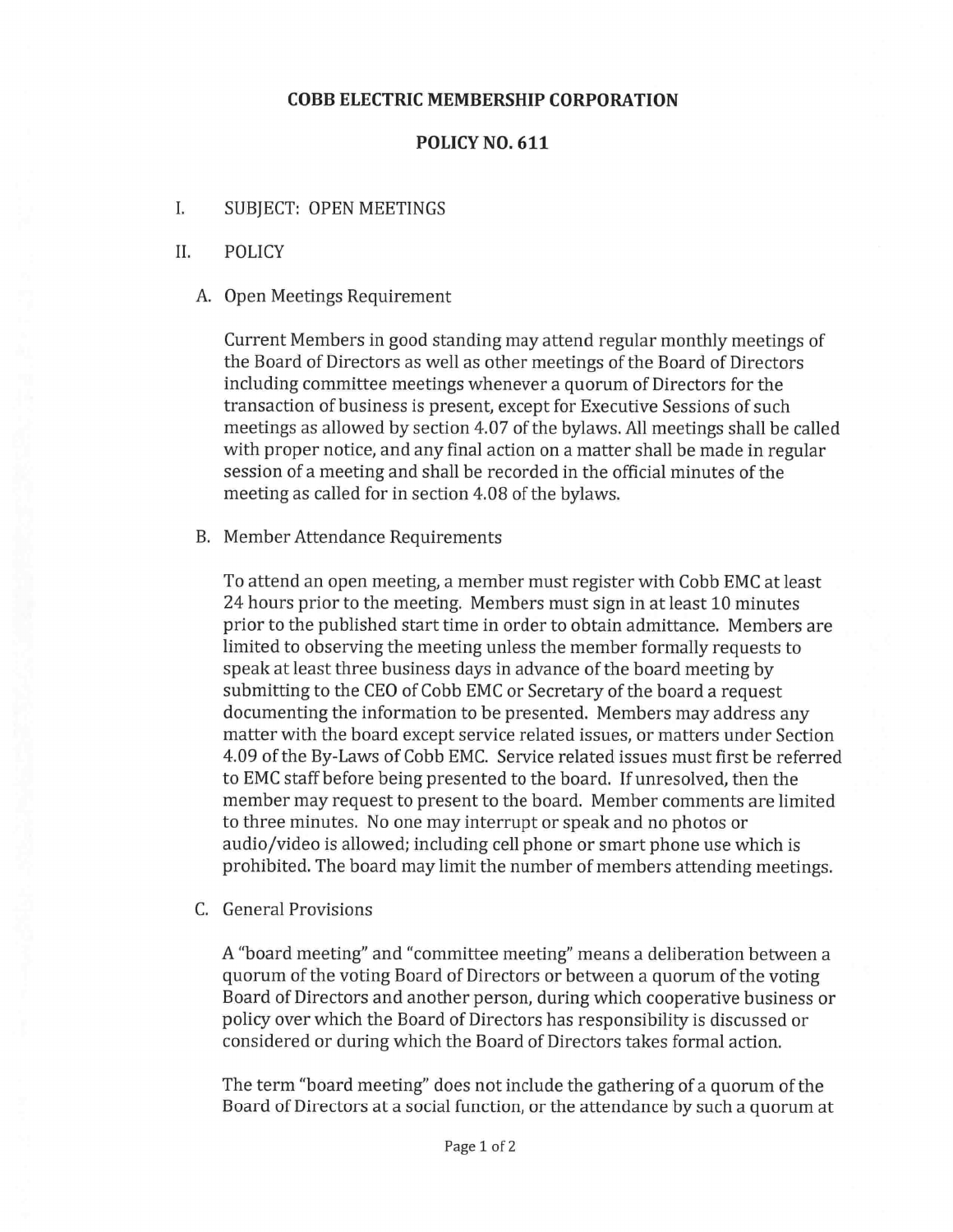# COBB ELECTRIC MEMBERSHIP CORPORATION

## POLICY NO. 611

I. SUBJECT: OPEN MEETINGS

II. POLICY

A. Open Meetings Requirement

Current Members in good standing may attend regular monthly meetings of the Board of Directors as well as other meetings of the Board of Directors including committee meetings whenever a quorum of Directors for the transaction of business is present, except for Executive Sessions of such meetings as allowed by section 4.07 of the bylaws. All meetings shall be called with proper notice, and any final action on a matter shall be made in regular session of a meeting and shall be recorded in the official minutes of the meeting as called for in section 4.08 of the bylaws.

B. Member Attendance Requirements

To attend an open meeting, a member must register with Cobb EMC at least 24 hours prior to the meeting. Members must sign in at least 10 minutes prior to the published start time in order to obtain admittance. Members are limited to observing the meeting unless the member formally requests to speak at least three business days in advance of the board meeting by submitting to the CEO of Cobb EMC or Secretary of the board a request documenting the information to be presented. Members may address any matter with the board except service related issues, or matters under Section 4.09 of the By-Laws of Cobb EMC. Service related issues must first be referred to EMC staff before being presented to the board. If unresolved, then the member may request to present to the board. Member comments are limited to three minutes. No one may interrupt or speak and no photos or audio/video is allowed; including cell phone or smart phone use which is prohibited. The board may limit the number of members attending meetings.

C. General Provisions

A "board meeting" and "committee meeting" means a deliberation between a quorum of the voting Board of Directors or between a quorum of the voting Board of Directors and another person, during which cooperative business or policy over which the Board of Directors has responsibility is discussed or considered or during which the Board of Directors takes formal action.

The term "board meeting" does not include the gathering of a quorum of the Board of Directors at a social function, or the attendance by such a quorum at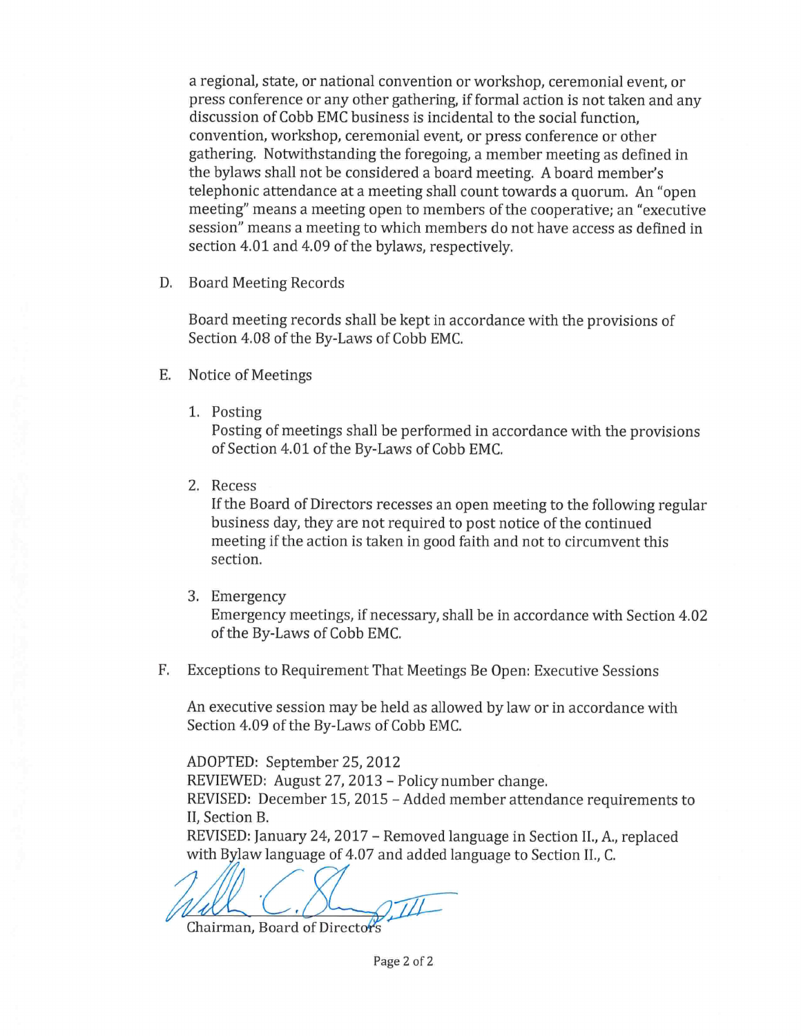a regional, state, or national convention or workshop, ceremonial event, or press conference or any other gathering, if formal action is not taken and any discussion of Cobb EMC business is incidental to the social function, convention, workshop, ceremonial event, or press conference or other gathering. Notwithstanding the foregoing, a member meeting as defined in the bylaws shall not be considered a board meeting. A board member's telephonic attendance at a meeting shall count towards a quorum. An "open meeting" means a meeting open to members of the cooperative; an "executive session" means a meeting to which members do not have access as defined in section 4.01 and 4.09 of the bylaws, respectively.

D. Board Meeting Records

Board meeting records shall be kept in accordance with the provisions of Section 4.08 of the By-Laws of Cobb EMC.

E. Notice of Meetings

1. Posting
   Posting of meetings shall be performed in accordance with the provisions of Section 4.01 of the By-Laws of Cobb EMC.

2. Recess
   If the Board of Directors recesses an open meeting to the following regular business day, they are not required to post notice of the continued meeting if the action is taken in good faith and not to circumvent this section.

3. Emergency
   Emergency meetings, if necessary, shall be in accordance with Section 4.02 of the By-Laws of Cobb EMC.

F. Exceptions to Requirement That Meetings Be Open: Executive Sessions

An executive session may be held as allowed by law or in accordance with Section 4.09 of the By-Laws of Cobb EMC.

ADOPTED: September 25, 2012
REVIEWED: August 27, 2013 – Policy number change.
REVISED: December 15, 2015 – Added member attendance requirements to II, Section B.
REVISED: January 24, 2017 – Removed language in Section II., A., replaced with Bylaw language of 4.07 and added language to Section II., C.

Chairman, Board of Directors